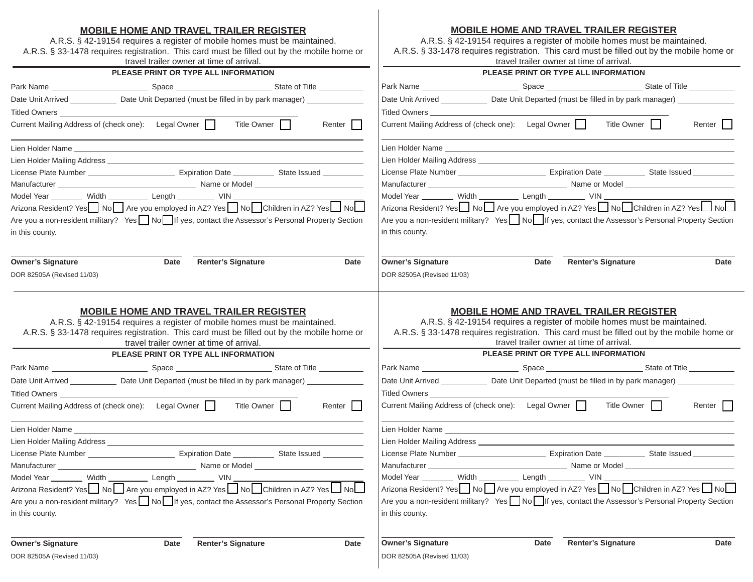## MOBILE HOME AND TRAVEL TRAILER REGISTER

A.R.S. § 42-19154 requires a register of mobile homes must be maintained.
A.R.S. § 33-1478 requires registration. This card must be filled out by the mobile home or travel trailer owner at time of arrival.

**PLEASE PRINT OR TYPE ALL INFORMATION**

Park Name ______________________ Space ______________________ State of Title __________

Date Unit Arrived __________ Date Unit Departed (must be filled in by park manager) ____________

Titled Owners ______________________________________________

Current Mailing Address of (check one): Legal Owner ☐ Title Owner ☐ Renter ☐

______________________________________________

Lien Holder Name ______________________________________________

Lien Holder Mailing Address ______________________________________________

License Plate Number ____________________ Expiration Date __________ State Issued __________

Manufacturer ____________________________ Name or Model ________________________

Model Year ________ Width _________ Length ________ VIN ________________________

Arizona Resident? Yes ☐ No ☐ Are you employed in AZ? Yes ☐ No ☐ Children in AZ? Yes ☐ No ☐

Are you a non-resident military? Yes ☐ No ☐ If yes, contact the Assessor's Personal Property Section in this county.

______________________ ______________________

**Owner's Signature** **Date** **Renter's Signature** **Date**

DOR 82505A (Revised 11/03)

---

## MOBILE HOME AND TRAVEL TRAILER REGISTER

A.R.S. § 42-19154 requires a register of mobile homes must be maintained.
A.R.S. § 33-1478 requires registration. This card must be filled out by the mobile home or travel trailer owner at time of arrival.

**PLEASE PRINT OR TYPE ALL INFORMATION**

Park Name ______________________ Space ______________________ State of Title __________

Date Unit Arrived __________ Date Unit Departed (must be filled in by park manager) ____________

Titled Owners ______________________________________________

Current Mailing Address of (check one): Legal Owner ☐ Title Owner ☐ Renter ☐

______________________________________________

Lien Holder Name ______________________________________________

Lien Holder Mailing Address ______________________________________________

License Plate Number ____________________ Expiration Date __________ State Issued __________

Manufacturer ____________________________ Name or Model ________________________

Model Year ________ Width _________ Length ________ VIN ________________________

Arizona Resident? Yes ☐ No ☐ Are you employed in AZ? Yes ☐ No ☐ Children in AZ? Yes ☐ No ☐

Are you a non-resident military? Yes ☐ No ☐ If yes, contact the Assessor's Personal Property Section in this county.

______________________ ______________________

**Owner's Signature** **Date** **Renter's Signature** **Date**

DOR 82505A (Revised 11/03)

---

## MOBILE HOME AND TRAVEL TRAILER REGISTER

A.R.S. § 42-19154 requires a register of mobile homes must be maintained.
A.R.S. § 33-1478 requires registration. This card must be filled out by the mobile home or travel trailer owner at time of arrival.

**PLEASE PRINT OR TYPE ALL INFORMATION**

Park Name ______________________ Space ______________________ State of Title __________

Date Unit Arrived __________ Date Unit Departed (must be filled in by park manager) ____________

Titled Owners ______________________________________________

Current Mailing Address of (check one): Legal Owner ☐ Title Owner ☐ Renter ☐

______________________________________________

Lien Holder Name ______________________________________________

Lien Holder Mailing Address ______________________________________________

License Plate Number ____________________ Expiration Date __________ State Issued __________

Manufacturer ____________________________ Name or Model ________________________

Model Year ________ Width _________ Length ________ VIN ________________________

Arizona Resident? Yes ☐ No ☐ Are you employed in AZ? Yes ☐ No ☐ Children in AZ? Yes ☐ No ☐

Are you a non-resident military? Yes ☐ No ☐ If yes, contact the Assessor's Personal Property Section in this county.

______________________ ______________________

**Owner's Signature** **Date** **Renter's Signature** **Date**

DOR 82505A (Revised 11/03)

---

## MOBILE HOME AND TRAVEL TRAILER REGISTER

A.R.S. § 42-19154 requires a register of mobile homes must be maintained.
A.R.S. § 33-1478 requires registration. This card must be filled out by the mobile home or travel trailer owner at time of arrival.

**PLEASE PRINT OR TYPE ALL INFORMATION**

Park Name ______________________ Space ______________________ State of Title __________

Date Unit Arrived __________ Date Unit Departed (must be filled in by park manager) ____________

Titled Owners ______________________________________________

Current Mailing Address of (check one): Legal Owner ☐ Title Owner ☐ Renter ☐

______________________________________________

Lien Holder Name ______________________________________________

Lien Holder Mailing Address ______________________________________________

License Plate Number ____________________ Expiration Date __________ State Issued __________

Manufacturer ____________________________ Name or Model ________________________

Model Year ________ Width _________ Length ________ VIN ________________________

Arizona Resident? Yes ☐ No ☐ Are you employed in AZ? Yes ☐ No ☐ Children in AZ? Yes ☐ No ☐

Are you a non-resident military? Yes ☐ No ☐ If yes, contact the Assessor's Personal Property Section in this county.

______________________ ______________________

**Owner's Signature** **Date** **Renter's Signature** **Date**

DOR 82505A (Revised 11/03)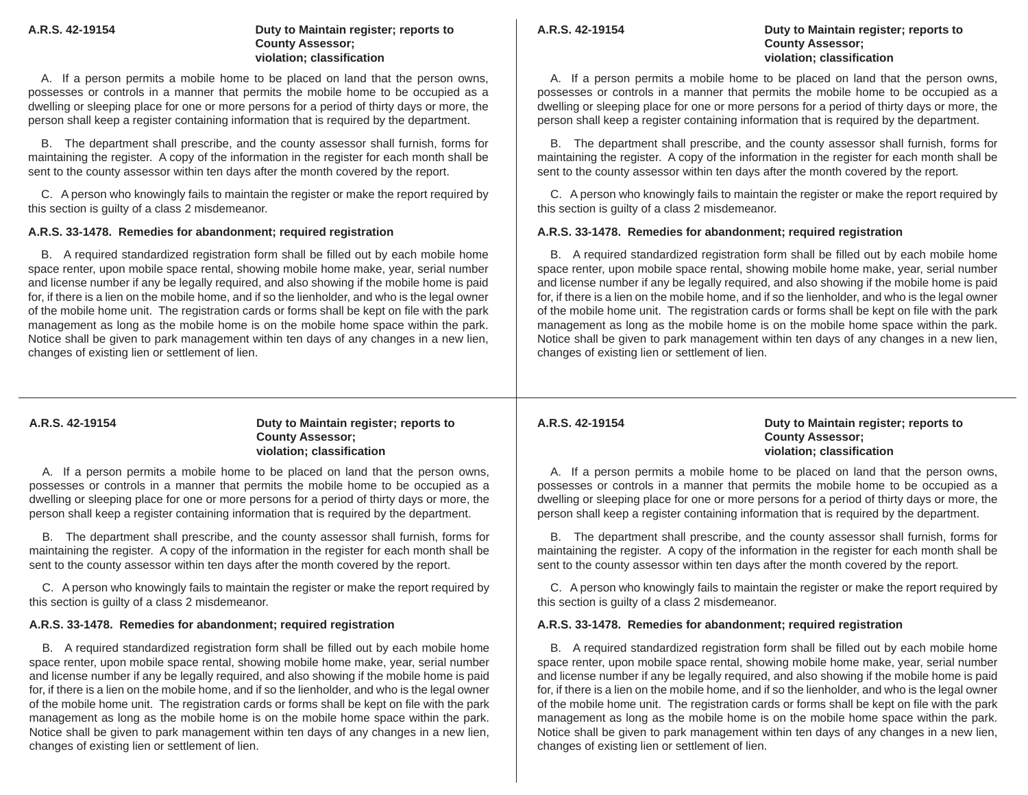**A.R.S. 42-19154** **Duty to Maintain register; reports to County Assessor; violation; classification**

A. If a person permits a mobile home to be placed on land that the person owns, possesses or controls in a manner that permits the mobile home to be occupied as a dwelling or sleeping place for one or more persons for a period of thirty days or more, the person shall keep a register containing information that is required by the department.

B. The department shall prescribe, and the county assessor shall furnish, forms for maintaining the register. A copy of the information in the register for each month shall be sent to the county assessor within ten days after the month covered by the report.

C. A person who knowingly fails to maintain the register or make the report required by this section is guilty of a class 2 misdemeanor.

**A.R.S. 33-1478. Remedies for abandonment; required registration**

B. A required standardized registration form shall be filled out by each mobile home space renter, upon mobile space rental, showing mobile home make, year, serial number and license number if any be legally required, and also showing if the mobile home is paid for, if there is a lien on the mobile home, and if so the lienholder, and who is the legal owner of the mobile home unit. The registration cards or forms shall be kept on file with the park management as long as the mobile home is on the mobile home space within the park. Notice shall be given to park management within ten days of any changes in a new lien, changes of existing lien or settlement of lien.

---

**A.R.S. 42-19154** **Duty to Maintain register; reports to County Assessor; violation; classification**

A. If a person permits a mobile home to be placed on land that the person owns, possesses or controls in a manner that permits the mobile home to be occupied as a dwelling or sleeping place for one or more persons for a period of thirty days or more, the person shall keep a register containing information that is required by the department.

B. The department shall prescribe, and the county assessor shall furnish, forms for maintaining the register. A copy of the information in the register for each month shall be sent to the county assessor within ten days after the month covered by the report.

C. A person who knowingly fails to maintain the register or make the report required by this section is guilty of a class 2 misdemeanor.

**A.R.S. 33-1478. Remedies for abandonment; required registration**

B. A required standardized registration form shall be filled out by each mobile home space renter, upon mobile space rental, showing mobile home make, year, serial number and license number if any be legally required, and also showing if the mobile home is paid for, if there is a lien on the mobile home, and if so the lienholder, and who is the legal owner of the mobile home unit. The registration cards or forms shall be kept on file with the park management as long as the mobile home is on the mobile home space within the park. Notice shall be given to park management within ten days of any changes in a new lien, changes of existing lien or settlement of lien.

---

**A.R.S. 42-19154** **Duty to Maintain register; reports to County Assessor; violation; classification**

A. If a person permits a mobile home to be placed on land that the person owns, possesses or controls in a manner that permits the mobile home to be occupied as a dwelling or sleeping place for one or more persons for a period of thirty days or more, the person shall keep a register containing information that is required by the department.

B. The department shall prescribe, and the county assessor shall furnish, forms for maintaining the register. A copy of the information in the register for each month shall be sent to the county assessor within ten days after the month covered by the report.

C. A person who knowingly fails to maintain the register or make the report required by this section is guilty of a class 2 misdemeanor.

**A.R.S. 33-1478. Remedies for abandonment; required registration**

B. A required standardized registration form shall be filled out by each mobile home space renter, upon mobile space rental, showing mobile home make, year, serial number and license number if any be legally required, and also showing if the mobile home is paid for, if there is a lien on the mobile home, and if so the lienholder, and who is the legal owner of the mobile home unit. The registration cards or forms shall be kept on file with the park management as long as the mobile home is on the mobile home space within the park. Notice shall be given to park management within ten days of any changes in a new lien, changes of existing lien or settlement of lien.

---

**A.R.S. 42-19154** **Duty to Maintain register; reports to County Assessor; violation; classification**

A. If a person permits a mobile home to be placed on land that the person owns, possesses or controls in a manner that permits the mobile home to be occupied as a dwelling or sleeping place for one or more persons for a period of thirty days or more, the person shall keep a register containing information that is required by the department.

B. The department shall prescribe, and the county assessor shall furnish, forms for maintaining the register. A copy of the information in the register for each month shall be sent to the county assessor within ten days after the month covered by the report.

C. A person who knowingly fails to maintain the register or make the report required by this section is guilty of a class 2 misdemeanor.

**A.R.S. 33-1478. Remedies for abandonment; required registration**

B. A required standardized registration form shall be filled out by each mobile home space renter, upon mobile space rental, showing mobile home make, year, serial number and license number if any be legally required, and also showing if the mobile home is paid for, if there is a lien on the mobile home, and if so the lienholder, and who is the legal owner of the mobile home unit. The registration cards or forms shall be kept on file with the park management as long as the mobile home is on the mobile home space within the park. Notice shall be given to park management within ten days of any changes in a new lien, changes of existing lien or settlement of lien.